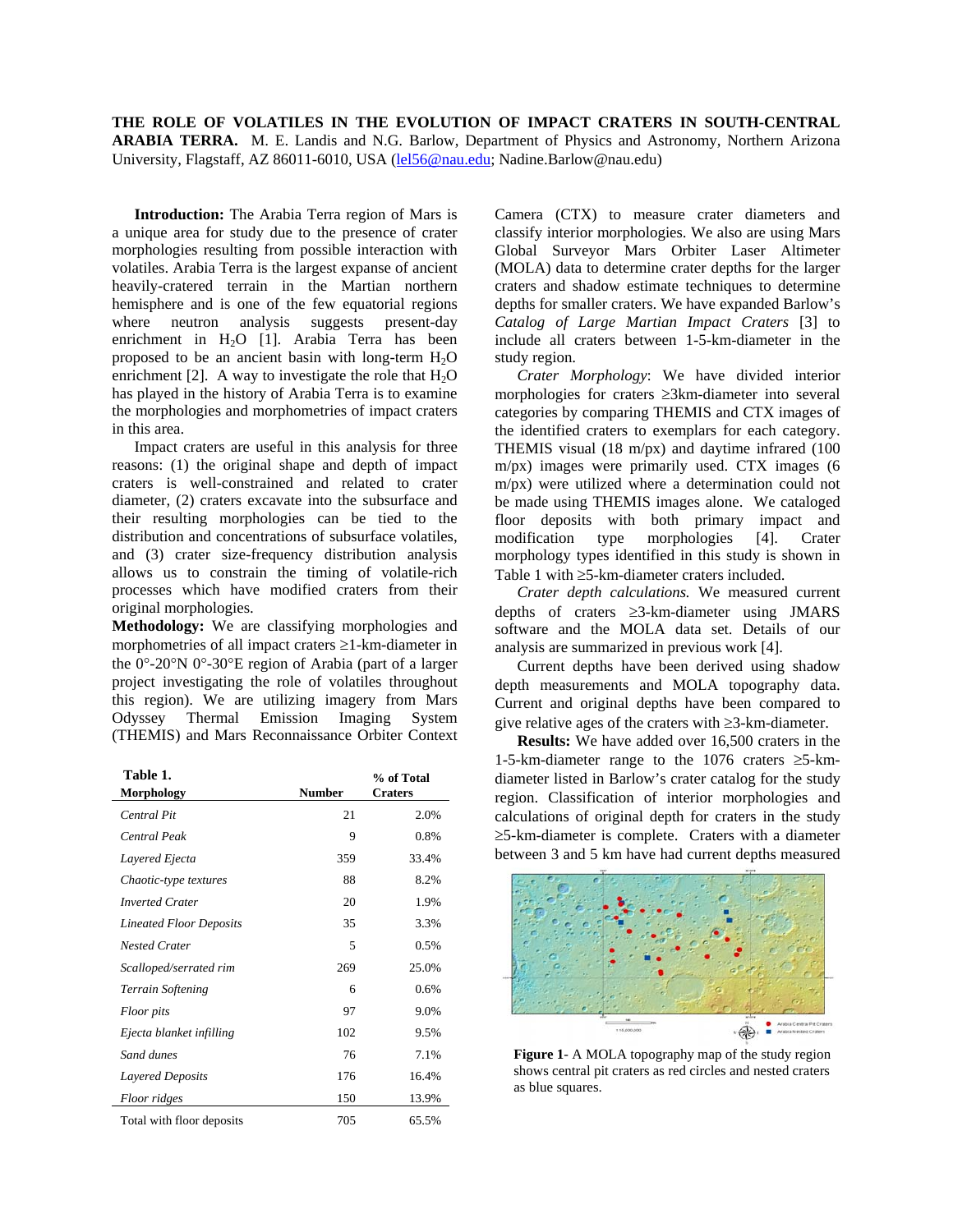**THE ROLE OF VOLATILES IN THE EVOLUTION OF IMPACT CRATERS IN SOUTH-CENTRAL ARABIA TERRA.** M. E. Landis and N.G. Barlow, Department of Physics and Astronomy, Northern Arizona University, Flagstaff, AZ 86011-6010, USA (lel56@nau.edu; Nadine.Barlow@nau.edu)

**Introduction:** The Arabia Terra region of Mars is a unique area for study due to the presence of crater morphologies resulting from possible interaction with volatiles. Arabia Terra is the largest expanse of ancient heavily-cratered terrain in the Martian northern hemisphere and is one of the few equatorial regions where neutron analysis suggests present-day enrichment in $H_2O$ [1]. Arabia Terra has been proposed to be an ancient basin with long-term $H_2O$ enrichment [2]. A way to investigate the role that $H_2O$ has played in the history of Arabia Terra is to examine the morphologies and morphometries of impact craters in this area.

Impact craters are useful in this analysis for three reasons: (1) the original shape and depth of impact craters is well-constrained and related to crater diameter, (2) craters excavate into the subsurface and their resulting morphologies can be tied to the distribution and concentrations of subsurface volatiles, and (3) crater size-frequency distribution analysis allows us to constrain the timing of volatile-rich processes which have modified craters from their original morphologies.

**Methodology:** We are classifying morphologies and morphometries of all impact craters ≥1-km-diameter in the 0°-20°N 0°-30°E region of Arabia (part of a larger project investigating the role of volatiles throughout this region). We are utilizing imagery from Mars Odyssey Thermal Emission Imaging System (THEMIS) and Mars Reconnaissance Orbiter Context Camera (CTX) to measure crater diameters and classify interior morphologies. We also are using Mars Global Surveyor Mars Orbiter Laser Altimeter (MOLA) data to determine crater depths for the larger craters and shadow estimate techniques to determine depths for smaller craters. We have expanded Barlow's *Catalog of Large Martian Impact Craters* [3] to include all craters between 1-5-km-diameter in the study region.

*Crater Morphology*: We have divided interior morphologies for craters ≥3km-diameter into several categories by comparing THEMIS and CTX images of the identified craters to exemplars for each category. THEMIS visual (18 m/px) and daytime infrared (100 m/px) images were primarily used. CTX images (6 m/px) were utilized where a determination could not be made using THEMIS images alone. We cataloged floor deposits with both primary impact and modification type morphologies [4]. Crater morphology types identified in this study is shown in Table 1 with ≥5-km-diameter craters included.

**Table 1.**

| Morphology | Number | % of Total Craters |
|---|---|---|
| *Central Pit* | 21 | 2.0% |
| *Central Peak* | 9 | 0.8% |
| *Layered Ejecta* | 359 | 33.4% |
| *Chaotic-type textures* | 88 | 8.2% |
| *Inverted Crater* | 20 | 1.9% |
| *Lineated Floor Deposits* | 35 | 3.3% |
| *Nested Crater* | 5 | 0.5% |
| *Scalloped/serrated rim* | 269 | 25.0% |
| *Terrain Softening* | 6 | 0.6% |
| *Floor pits* | 97 | 9.0% |
| *Ejecta blanket infilling* | 102 | 9.5% |
| *Sand dunes* | 76 | 7.1% |
| *Layered Deposits* | 176 | 16.4% |
| *Floor ridges* | 150 | 13.9% |
| Total with floor deposits | 705 | 65.5% |

*Crater depth calculations.* We measured current depths of craters ≥3-km-diameter using JMARS software and the MOLA data set. Details of our analysis are summarized in previous work [4].

Current depths have been derived using shadow depth measurements and MOLA topography data. Current and original depths have been compared to give relative ages of the craters with ≥3-km-diameter.

**Results:** We have added over 16,500 craters in the 1-5-km-diameter range to the 1076 craters ≥5-km-diameter listed in Barlow's crater catalog for the study region. Classification of interior morphologies and calculations of original depth for craters in the study ≥5-km-diameter is complete. Craters with a diameter between 3 and 5 km have had current depths measured

**Figure 1**- A MOLA topography map of the study region shows central pit craters as red circles and nested craters as blue squares.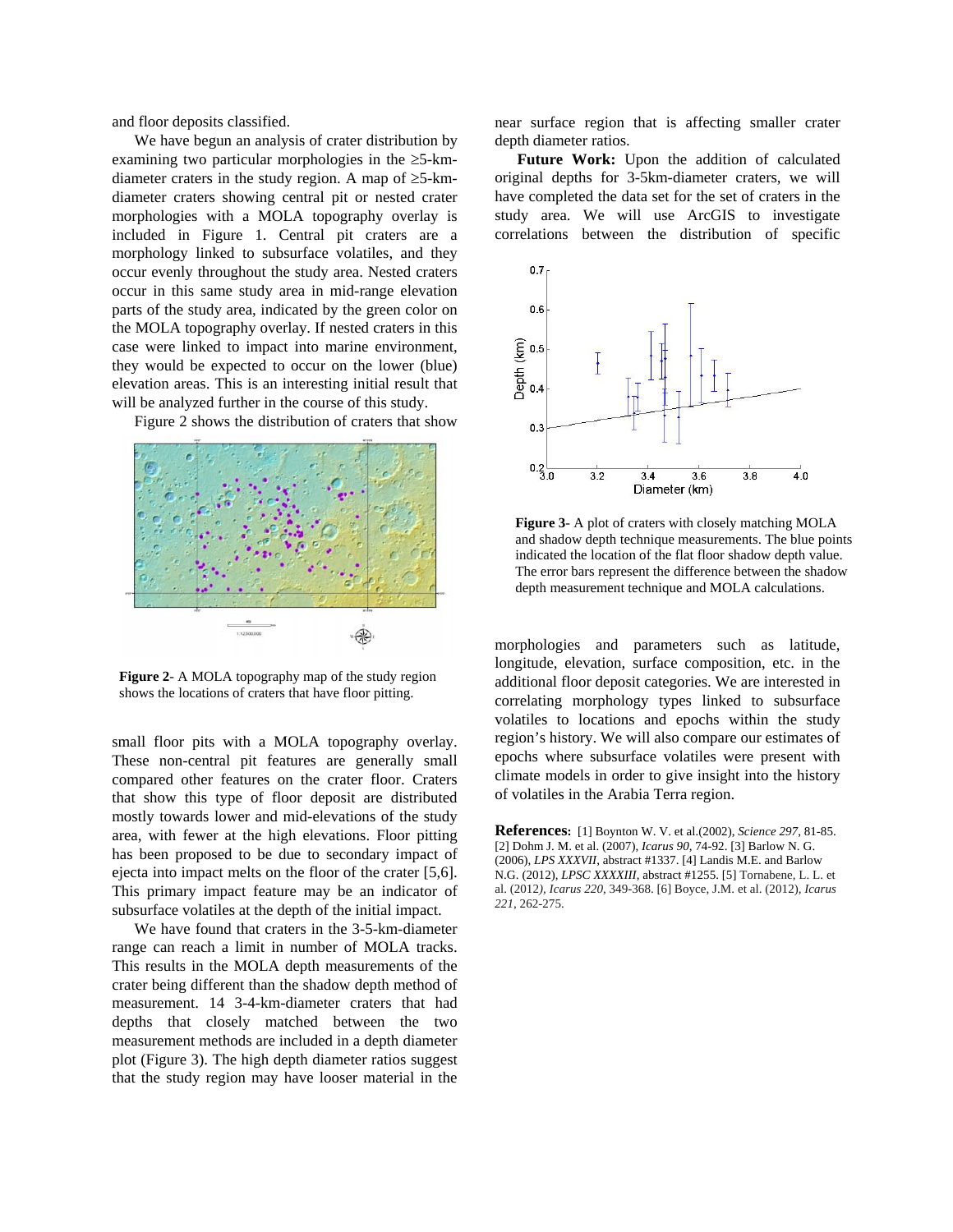and floor deposits classified.

We have begun an analysis of crater distribution by examining two particular morphologies in the ≥5-km-diameter craters in the study region. A map of ≥5-km-diameter craters showing central pit or nested crater morphologies with a MOLA topography overlay is included in Figure 1. Central pit craters are a morphology linked to subsurface volatiles, and they occur evenly throughout the study area. Nested craters occur in this same study area in mid-range elevation parts of the study area, indicated by the green color on the MOLA topography overlay. If nested craters in this case were linked to impact into marine environment, they would be expected to occur on the lower (blue) elevation areas. This is an interesting initial result that will be analyzed further in the course of this study.

Figure 2 shows the distribution of craters that show small floor pits with a MOLA topography overlay. These non-central pit features are generally small compared other features on the crater floor. Craters that show this type of floor deposit are distributed mostly towards lower and mid-elevations of the study area, with fewer at the high elevations. Floor pitting has been proposed to be due to secondary impact of ejecta into impact melts on the floor of the crater [5,6]. This primary impact feature may be an indicator of subsurface volatiles at the depth of the initial impact.

**Figure 2**- A MOLA topography map of the study region shows the locations of craters that have floor pitting.

We have found that craters in the 3-5-km-diameter range can reach a limit in number of MOLA tracks. This results in the MOLA depth measurements of the crater being different than the shadow depth method of measurement. 14 3-4-km-diameter craters that had depths that closely matched between the two measurement methods are included in a depth diameter plot (Figure 3). The high depth diameter ratios suggest that the study region may have looser material in the near surface region that is affecting smaller crater depth diameter ratios.

**Future Work:** Upon the addition of calculated original depths for 3-5km-diameter craters, we will have completed the data set for the set of craters in the study area. We will use ArcGIS to investigate correlations between the distribution of specific morphologies and parameters such as latitude, longitude, elevation, surface composition, etc. in the additional floor deposit categories. We are interested in correlating morphology types linked to subsurface volatiles to locations and epochs within the study region's history. We will also compare our estimates of epochs where subsurface volatiles were present with climate models in order to give insight into the history of volatiles in the Arabia Terra region.

Depth (km)
0.7
0.6
0.5
0.4
0.3
0.2
3.0 3.2 3.4 3.6 3.8 4.0
Diameter (km)

**Figure 3**- A plot of craters with closely matching MOLA and shadow depth technique measurements. The blue points indicated the location of the flat floor shadow depth value. The error bars represent the difference between the shadow depth measurement technique and MOLA calculations.

**References:** [1] Boynton W. V. et al.(2002), *Science 297*, 81-85. [2] Dohm J. M. et al. (2007), *Icarus 90*, 74-92. [3] Barlow N. G. (2006), *LPS XXXVII*, abstract #1337. [4] Landis M.E. and Barlow N.G. (2012), *LPSC XXXXIII*, abstract #1255. [5] Tornabene, L. L. et al. (2012), *Icarus 220*, 349-368. [6] Boyce, J.M. et al. (2012), *Icarus 221*, 262-275.